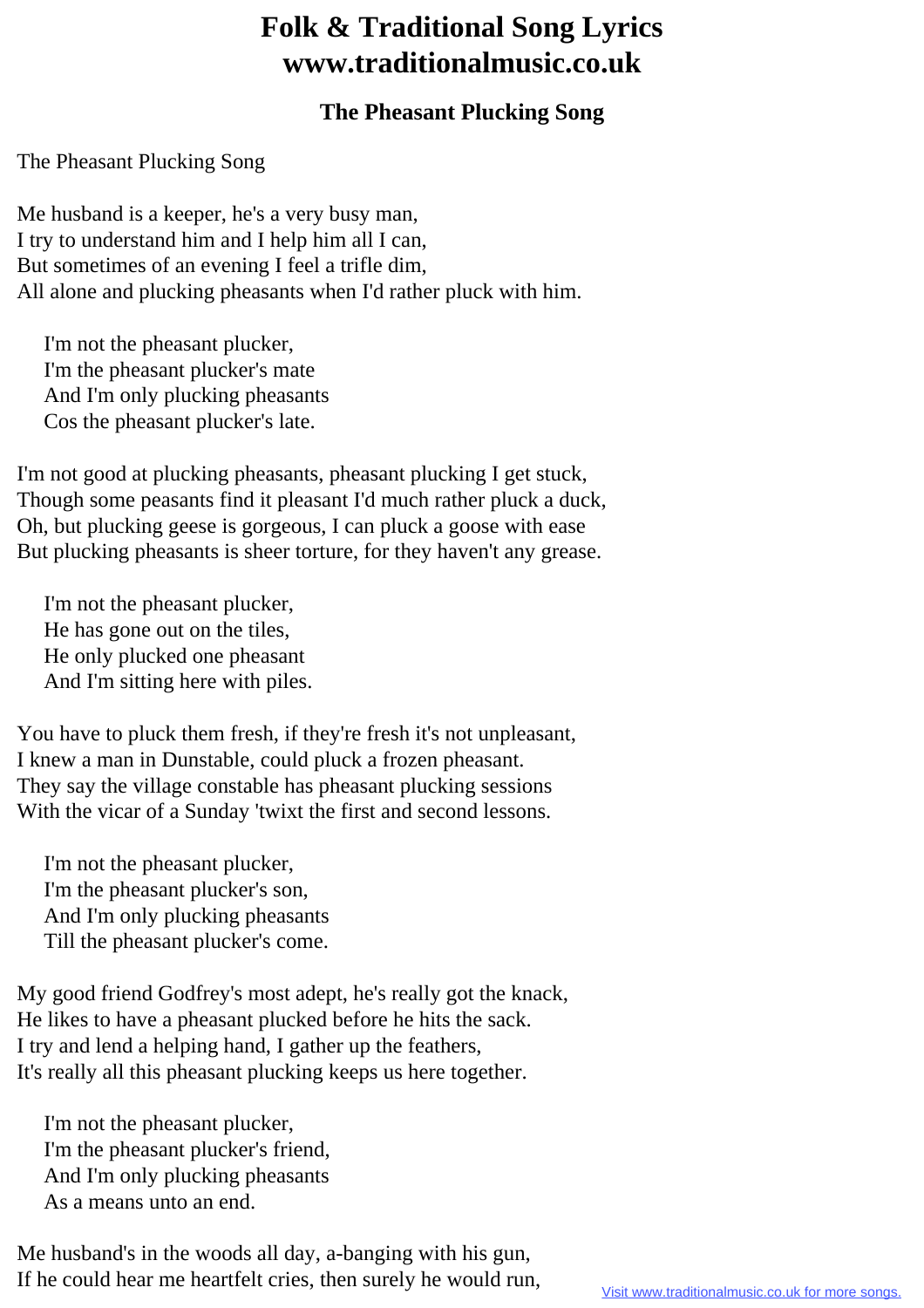# Folk & Traditional Song Lyrics
# www.traditionalmusic.co.uk

### The Pheasant Plucking Song

The Pheasant Plucking Song

Me husband is a keeper, he's a very busy man,
I try to understand him and I help him all I can,
But sometimes of an evening I feel a trifle dim,
All alone and plucking pheasants when I'd rather pluck with him.

> I'm not the pheasant plucker,
> I'm the pheasant plucker's mate
> And I'm only plucking pheasants
> Cos the pheasant plucker's late.

I'm not good at plucking pheasants, pheasant plucking I get stuck,
Though some peasants find it pleasant I'd much rather pluck a duck,
Oh, but plucking geese is gorgeous, I can pluck a goose with ease
But plucking pheasants is sheer torture, for they haven't any grease.

> I'm not the pheasant plucker,
> He has gone out on the tiles,
> He only plucked one pheasant
> And I'm sitting here with piles.

You have to pluck them fresh, if they're fresh it's not unpleasant,
I knew a man in Dunstable, could pluck a frozen pheasant.
They say the village constable has pheasant plucking sessions
With the vicar of a Sunday 'twixt the first and second lessons.

> I'm not the pheasant plucker,
> I'm the pheasant plucker's son,
> And I'm only plucking pheasants
> Till the pheasant plucker's come.

My good friend Godfrey's most adept, he's really got the knack,
He likes to have a pheasant plucked before he hits the sack.
I try and lend a helping hand, I gather up the feathers,
It's really all this pheasant plucking keeps us here together.

> I'm not the pheasant plucker,
> I'm the pheasant plucker's friend,
> And I'm only plucking pheasants
> As a means unto an end.

Me husband's in the woods all day, a-banging with his gun,
If he could hear me heartfelt cries, then surely he would run,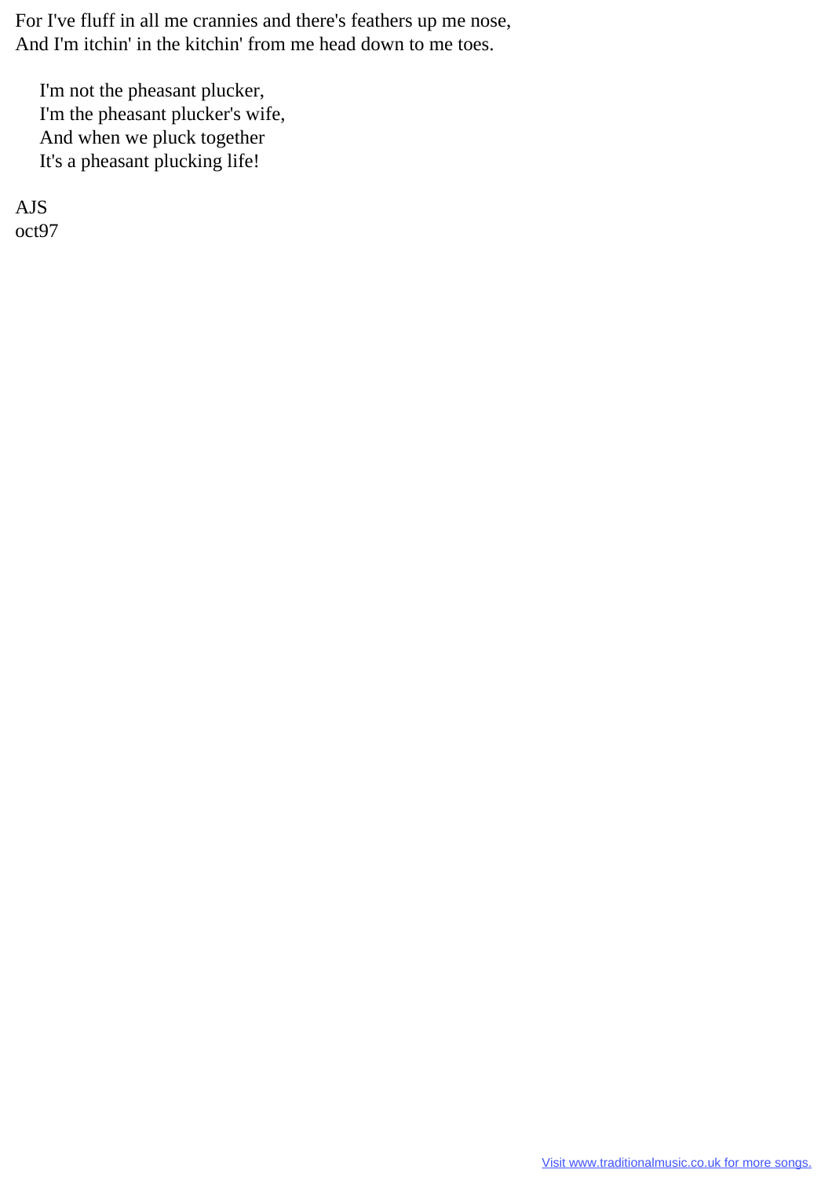For I've fluff in all me crannies and there's feathers up me nose,
And I'm itchin' in the kitchin' from me head down to me toes.

I'm not the pheasant plucker,
I'm the pheasant plucker's wife,
And when we pluck together
It's a pheasant plucking life!

AJS
oct97

Visit www.traditionalmusic.co.uk for more songs.